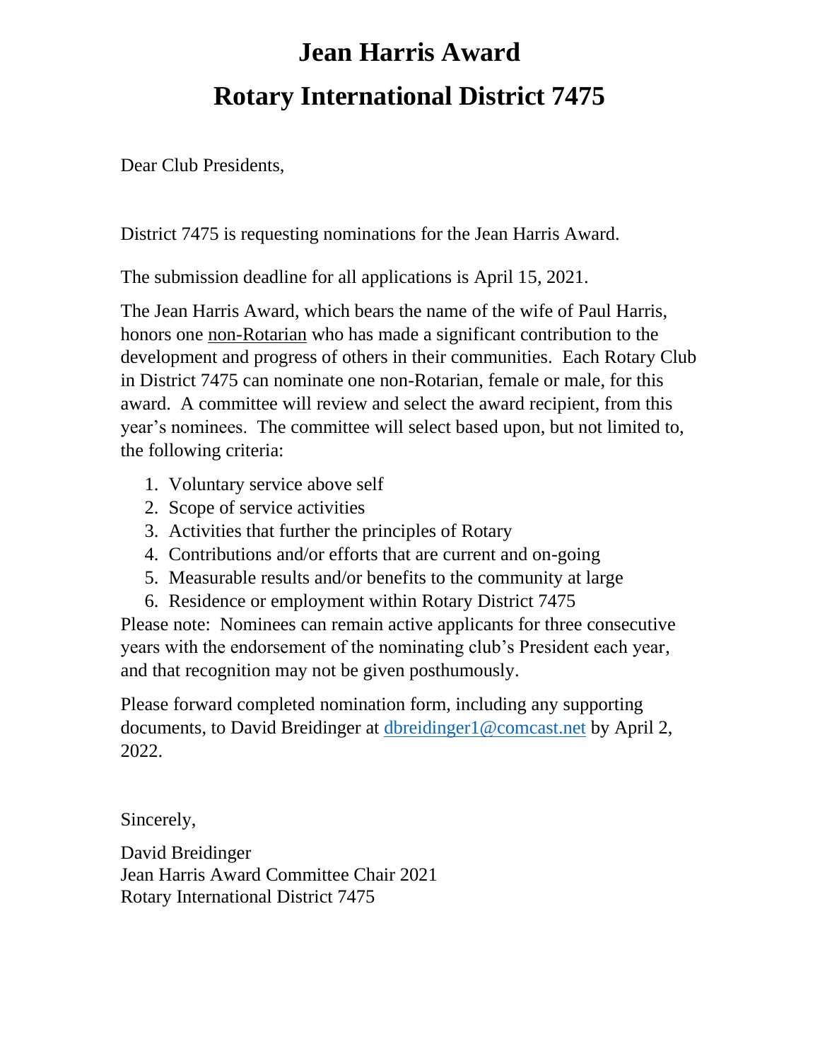# Jean Harris Award

# Rotary International District 7475

Dear Club Presidents,

District 7475 is requesting nominations for the Jean Harris Award.

The submission deadline for all applications is April 15, 2021.

The Jean Harris Award, which bears the name of the wife of Paul Harris, honors one non-Rotarian who has made a significant contribution to the development and progress of others in their communities. Each Rotary Club in District 7475 can nominate one non-Rotarian, female or male, for this award. A committee will review and select the award recipient, from this year's nominees. The committee will select based upon, but not limited to, the following criteria:

1. Voluntary service above self
2. Scope of service activities
3. Activities that further the principles of Rotary
4. Contributions and/or efforts that are current and on-going
5. Measurable results and/or benefits to the community at large
6. Residence or employment within Rotary District 7475

Please note: Nominees can remain active applicants for three consecutive years with the endorsement of the nominating club's President each year, and that recognition may not be given posthumously.

Please forward completed nomination form, including any supporting documents, to David Breidinger at dbreidinger1@comcast.net by April 2, 2022.

Sincerely,

David Breidinger
Jean Harris Award Committee Chair 2021
Rotary International District 7475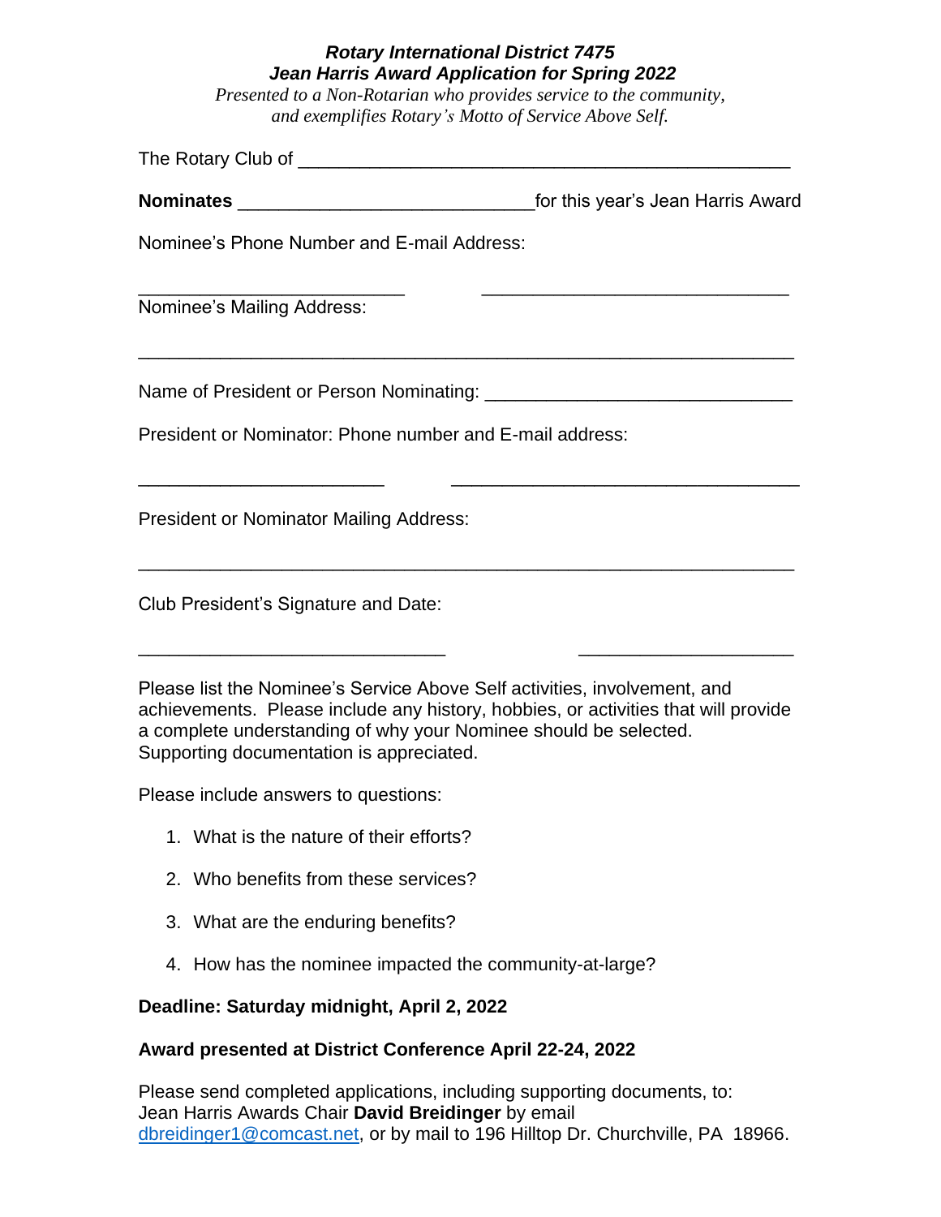***Rotary International District 7475***
***Jean Harris Award Application for Spring 2022***

*Presented to a Non-Rotarian who provides service to the community, and exemplifies Rotary's Motto of Service Above Self.*

The Rotary Club of ________________________________________________

**Nominates** ______________________________for this year's Jean Harris Award

Nominee's Phone Number and E-mail Address:

___________________________ _______________________________

Nominee's Mailing Address:

__________________________________________________________________

Name of President or Person Nominating: ______________________________

President or Nominator: Phone number and E-mail address:

_________________________ ___________________________________

President or Nominator Mailing Address:

__________________________________________________________________

Club President's Signature and Date:

_______________________________ ______________________

Please list the Nominee's Service Above Self activities, involvement, and achievements. Please include any history, hobbies, or activities that will provide a complete understanding of why your Nominee should be selected. Supporting documentation is appreciated.

Please include answers to questions:

1. What is the nature of their efforts?
2. Who benefits from these services?
3. What are the enduring benefits?
4. How has the nominee impacted the community-at-large?

**Deadline: Saturday midnight, April 2, 2022**

**Award presented at District Conference April 22-24, 2022**

Please send completed applications, including supporting documents, to:
Jean Harris Awards Chair **David Breidinger** by email dbreidinger1@comcast.net, or by mail to 196 Hilltop Dr. Churchville, PA 18966.